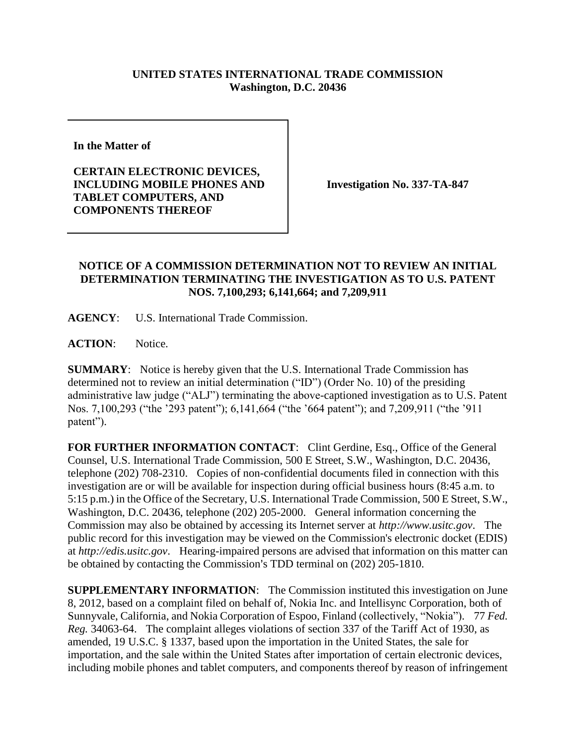**UNITED STATES INTERNATIONAL TRADE COMMISSION**
**Washington, D.C. 20436**

**In the Matter of**

**CERTAIN ELECTRONIC DEVICES, INCLUDING MOBILE PHONES AND TABLET COMPUTERS, AND COMPONENTS THEREOF**

**Investigation No. 337-TA-847**

## NOTICE OF A COMMISSION DETERMINATION NOT TO REVIEW AN INITIAL DETERMINATION TERMINATING THE INVESTIGATION AS TO U.S. PATENT NOS. 7,100,293; 6,141,664; and 7,209,911

**AGENCY**: U.S. International Trade Commission.

**ACTION**: Notice.

**SUMMARY**: Notice is hereby given that the U.S. International Trade Commission has determined not to review an initial determination ("ID") (Order No. 10) of the presiding administrative law judge ("ALJ") terminating the above-captioned investigation as to U.S. Patent Nos. 7,100,293 ("the '293 patent"); 6,141,664 ("the '664 patent"); and 7,209,911 ("the '911 patent").

**FOR FURTHER INFORMATION CONTACT**: Clint Gerdine, Esq., Office of the General Counsel, U.S. International Trade Commission, 500 E Street, S.W., Washington, D.C. 20436, telephone (202) 708-2310. Copies of non-confidential documents filed in connection with this investigation are or will be available for inspection during official business hours (8:45 a.m. to 5:15 p.m.) in the Office of the Secretary, U.S. International Trade Commission, 500 E Street, S.W., Washington, D.C. 20436, telephone (202) 205-2000. General information concerning the Commission may also be obtained by accessing its Internet server at *http://www.usitc.gov*. The public record for this investigation may be viewed on the Commission's electronic docket (EDIS) at *http://edis.usitc.gov*. Hearing-impaired persons are advised that information on this matter can be obtained by contacting the Commission's TDD terminal on (202) 205-1810.

**SUPPLEMENTARY INFORMATION**: The Commission instituted this investigation on June 8, 2012, based on a complaint filed on behalf of, Nokia Inc. and Intellisync Corporation, both of Sunnyvale, California, and Nokia Corporation of Espoo, Finland (collectively, "Nokia"). 77 *Fed. Reg.* 34063-64. The complaint alleges violations of section 337 of the Tariff Act of 1930, as amended, 19 U.S.C. § 1337, based upon the importation in the United States, the sale for importation, and the sale within the United States after importation of certain electronic devices, including mobile phones and tablet computers, and components thereof by reason of infringement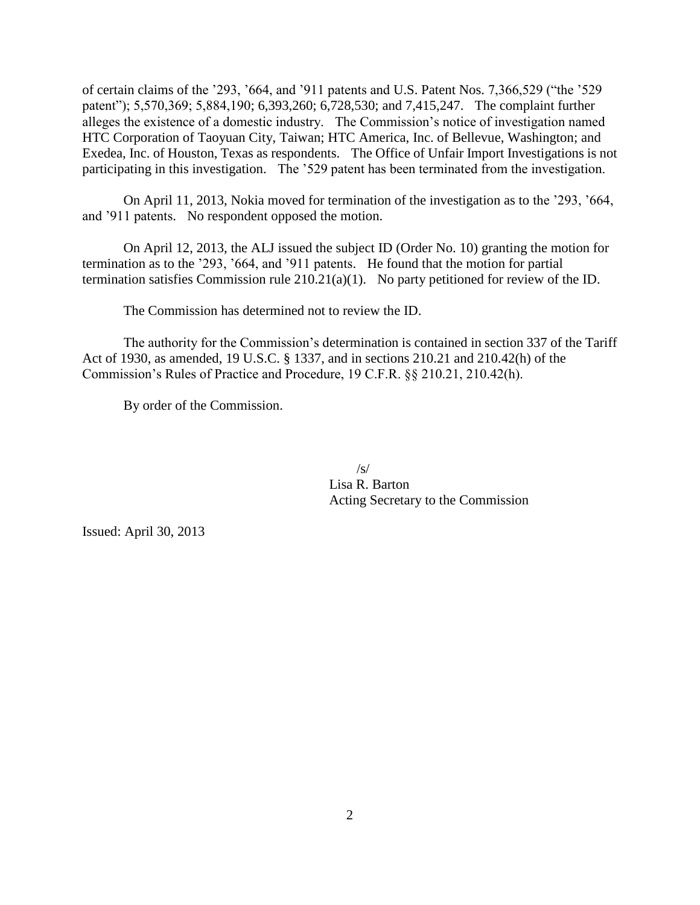of certain claims of the '293, '664, and '911 patents and U.S. Patent Nos. 7,366,529 ("the '529 patent"); 5,570,369; 5,884,190; 6,393,260; 6,728,530; and 7,415,247. The complaint further alleges the existence of a domestic industry. The Commission's notice of investigation named HTC Corporation of Taoyuan City, Taiwan; HTC America, Inc. of Bellevue, Washington; and Exedea, Inc. of Houston, Texas as respondents. The Office of Unfair Import Investigations is not participating in this investigation. The '529 patent has been terminated from the investigation.

On April 11, 2013, Nokia moved for termination of the investigation as to the '293, '664, and '911 patents. No respondent opposed the motion.

On April 12, 2013, the ALJ issued the subject ID (Order No. 10) granting the motion for termination as to the '293, '664, and '911 patents. He found that the motion for partial termination satisfies Commission rule 210.21(a)(1). No party petitioned for review of the ID.

The Commission has determined not to review the ID.

The authority for the Commission's determination is contained in section 337 of the Tariff Act of 1930, as amended, 19 U.S.C. § 1337, and in sections 210.21 and 210.42(h) of the Commission's Rules of Practice and Procedure, 19 C.F.R. §§ 210.21, 210.42(h).

By order of the Commission.

/s/
Lisa R. Barton
Acting Secretary to the Commission

Issued: April 30, 2013